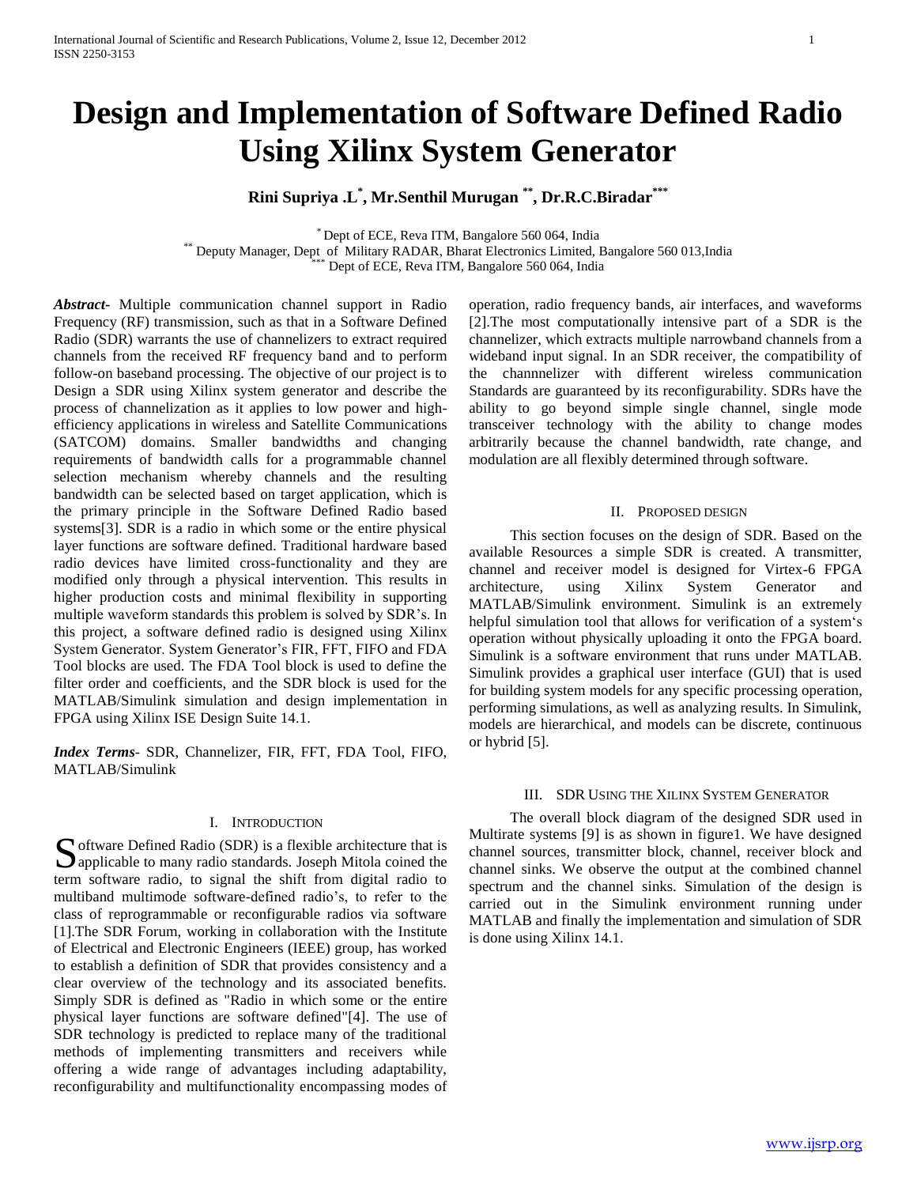# Design and Implementation of Software Defined Radio Using Xilinx System Generator

**Rini Supriya .L[*], Mr.Senthil Murugan [**], Dr.R.C.Biradar[***]**

[*] Dept of ECE, Reva ITM, Bangalore 560 064, India
[**] Deputy Manager, Dept of Military RADAR, Bharat Electronics Limited, Bangalore 560 013,India
[***] Dept of ECE, Reva ITM, Bangalore 560 064, India

***Abstract***- Multiple communication channel support in Radio Frequency (RF) transmission, such as that in a Software Defined Radio (SDR) warrants the use of channelizers to extract required channels from the received RF frequency band and to perform follow-on baseband processing. The objective of our project is to Design a SDR using Xilinx system generator and describe the process of channelization as it applies to low power and high-efficiency applications in wireless and Satellite Communications (SATCOM) domains. Smaller bandwidths and changing requirements of bandwidth calls for a programmable channel selection mechanism whereby channels and the resulting bandwidth can be selected based on target application, which is the primary principle in the Software Defined Radio based systems[3]. SDR is a radio in which some or the entire physical layer functions are software defined. Traditional hardware based radio devices have limited cross-functionality and they are modified only through a physical intervention. This results in higher production costs and minimal flexibility in supporting multiple waveform standards this problem is solved by SDR's. In this project, a software defined radio is designed using Xilinx System Generator. System Generator's FIR, FFT, FIFO and FDA Tool blocks are used. The FDA Tool block is used to define the filter order and coefficients, and the SDR block is used for the MATLAB/Simulink simulation and design implementation in FPGA using Xilinx ISE Design Suite 14.1.

***Index Terms***- SDR, Channelizer, FIR, FFT, FDA Tool, FIFO, MATLAB/Simulink

## I. Introduction

Software Defined Radio (SDR) is a flexible architecture that is applicable to many radio standards. Joseph Mitola coined the term software radio, to signal the shift from digital radio to multiband multimode software-defined radio's, to refer to the class of reprogrammable or reconfigurable radios via software [1].The SDR Forum, working in collaboration with the Institute of Electrical and Electronic Engineers (IEEE) group, has worked to establish a definition of SDR that provides consistency and a clear overview of the technology and its associated benefits. Simply SDR is defined as "Radio in which some or the entire physical layer functions are software defined"[4]. The use of SDR technology is predicted to replace many of the traditional methods of implementing transmitters and receivers while offering a wide range of advantages including adaptability, reconfigurability and multifunctionality encompassing modes of operation, radio frequency bands, air interfaces, and waveforms [2].The most computationally intensive part of a SDR is the channelizer, which extracts multiple narrowband channels from a wideband input signal. In an SDR receiver, the compatibility of the channnelizer with different wireless communication Standards are guaranteed by its reconfigurability. SDRs have the ability to go beyond simple single channel, single mode transceiver technology with the ability to change modes arbitrarily because the channel bandwidth, rate change, and modulation are all flexibly determined through software.

## II. Proposed design

This section focuses on the design of SDR. Based on the available Resources a simple SDR is created. A transmitter, channel and receiver model is designed for Virtex-6 FPGA architecture, using Xilinx System Generator and MATLAB/Simulink environment. Simulink is an extremely helpful simulation tool that allows for verification of a system's operation without physically uploading it onto the FPGA board. Simulink is a software environment that runs under MATLAB. Simulink provides a graphical user interface (GUI) that is used for building system models for any specific processing operation, performing simulations, as well as analyzing results. In Simulink, models are hierarchical, and models can be discrete, continuous or hybrid [5].

## III. SDR Using the Xilinx System Generator

The overall block diagram of the designed SDR used in Multirate systems [9] is as shown in figure1. We have designed channel sources, transmitter block, channel, receiver block and channel sinks. We observe the output at the combined channel spectrum and the channel sinks. Simulation of the design is carried out in the Simulink environment running under MATLAB and finally the implementation and simulation of SDR is done using Xilinx 14.1.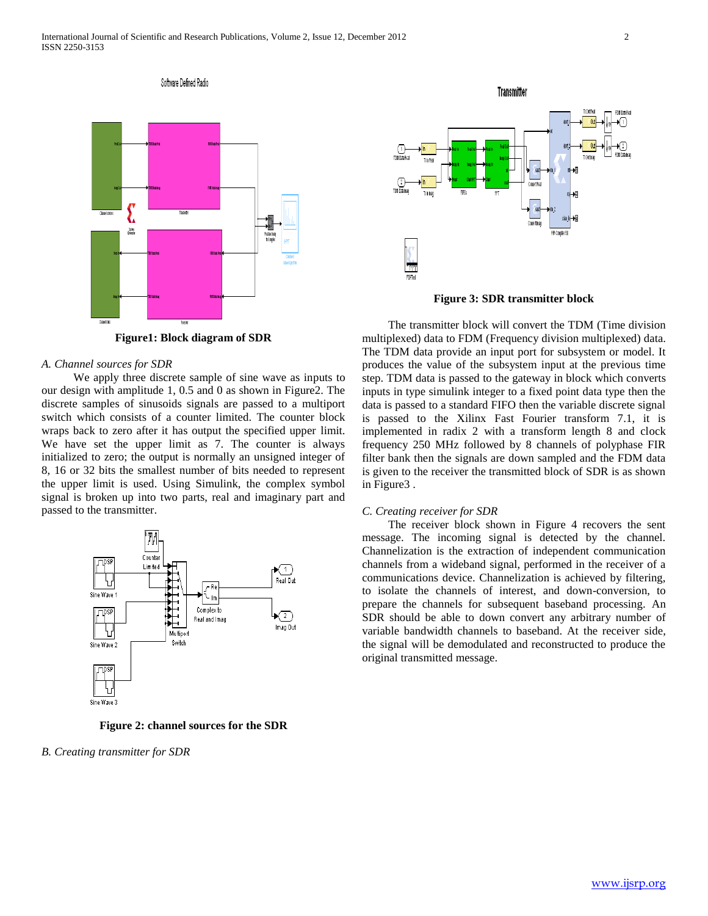Figure1: Block diagram of SDR

*A. Channel sources for SDR*

We apply three discrete sample of sine wave as inputs to our design with amplitude 1, 0.5 and 0 as shown in Figure2. The discrete samples of sinusoids signals are passed to a multiport switch which consists of a counter limited. The counter block wraps back to zero after it has output the specified upper limit. We have set the upper limit as 7. The counter is always initialized to zero; the output is normally an unsigned integer of 8, 16 or 32 bits the smallest number of bits needed to represent the upper limit is used. Using Simulink, the complex symbol signal is broken up into two parts, real and imaginary part and passed to the transmitter.

Figure 2: channel sources for the SDR

*B. Creating transmitter for SDR*

Figure 3: SDR transmitter block

The transmitter block will convert the TDM (Time division multiplexed) data to FDM (Frequency division multiplexed) data. The TDM data provide an input port for subsystem or model. It produces the value of the subsystem input at the previous time step. TDM data is passed to the gateway in block which converts inputs in type simulink integer to a fixed point data type then the data is passed to a standard FIFO then the variable discrete signal is passed to the Xilinx Fast Fourier transform 7.1, it is implemented in radix 2 with a transform length 8 and clock frequency 250 MHz followed by 8 channels of polyphase FIR filter bank then the signals are down sampled and the FDM data is given to the receiver the transmitted block of SDR is as shown in Figure3 .

*C. Creating receiver for SDR*

The receiver block shown in Figure 4 recovers the sent message. The incoming signal is detected by the channel. Channelization is the extraction of independent communication channels from a wideband signal, performed in the receiver of a communications device. Channelization is achieved by filtering, to isolate the channels of interest, and down-conversion, to prepare the channels for subsequent baseband processing. An SDR should be able to down convert any arbitrary number of variable bandwidth channels to baseband. At the receiver side, the signal will be demodulated and reconstructed to produce the original transmitted message.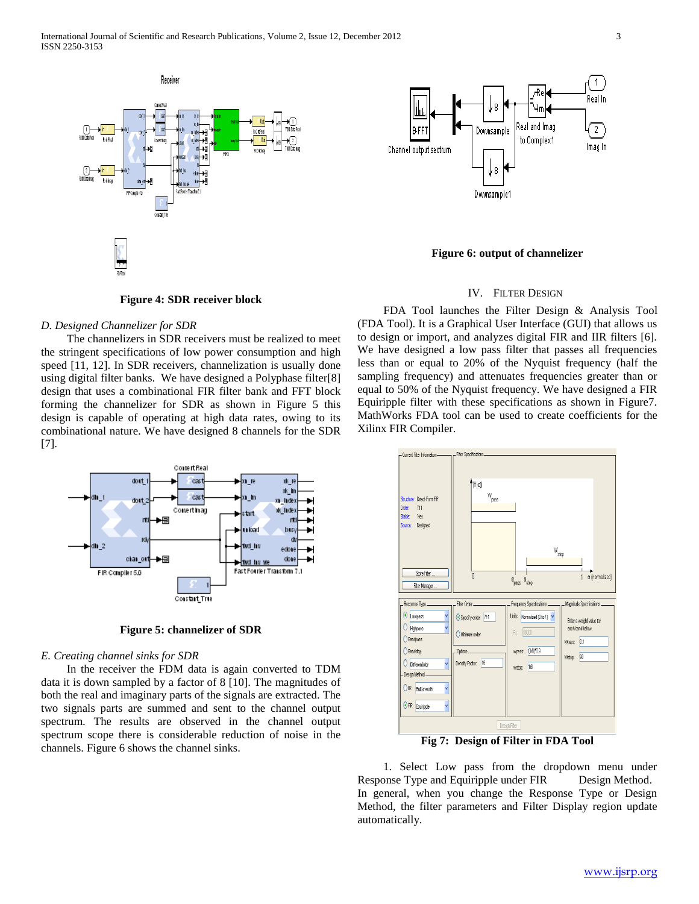Figure 4: SDR receiver block

*D. Designed Channelizer for SDR*

The channelizers in SDR receivers must be realized to meet the stringent specifications of low power consumption and high speed [11, 12]. In SDR receivers, channelization is usually done using digital filter banks. We have designed a Polyphase filter[8] design that uses a combinational FIR filter bank and FFT block forming the channelizer for SDR as shown in Figure 5 this design is capable of operating at high data rates, owing to its combinational nature. We have designed 8 channels for the SDR [7].

**Figure 5: channelizer of SDR**

*E. Creating channel sinks for SDR*

In the receiver the FDM data is again converted to TDM data it is down sampled by a factor of 8 [10]. The magnitudes of both the real and imaginary parts of the signals are extracted. The two signals parts are summed and sent to the channel output spectrum. The results are observed in the channel output spectrum scope there is considerable reduction of noise in the channels. Figure 6 shows the channel sinks.

**Figure 6: output of channelizer**

## IV. Filter Design

FDA Tool launches the Filter Design & Analysis Tool (FDA Tool). It is a Graphical User Interface (GUI) that allows us to design or import, and analyzes digital FIR and IIR filters [6]. We have designed a low pass filter that passes all frequencies less than or equal to 20% of the Nyquist frequency (half the sampling frequency) and attenuates frequencies greater than or equal to 50% of the Nyquist frequency. We have designed a FIR Equiripple filter with these specifications as shown in Figure7. MathWorks FDA tool can be used to create coefficients for the Xilinx FIR Compiler.

**Fig 7: Design of Filter in FDA Tool**

1. Select Low pass from the dropdown menu under Response Type and Equiripple under FIR Design Method. In general, when you change the Response Type or Design Method, the filter parameters and Filter Display region update automatically.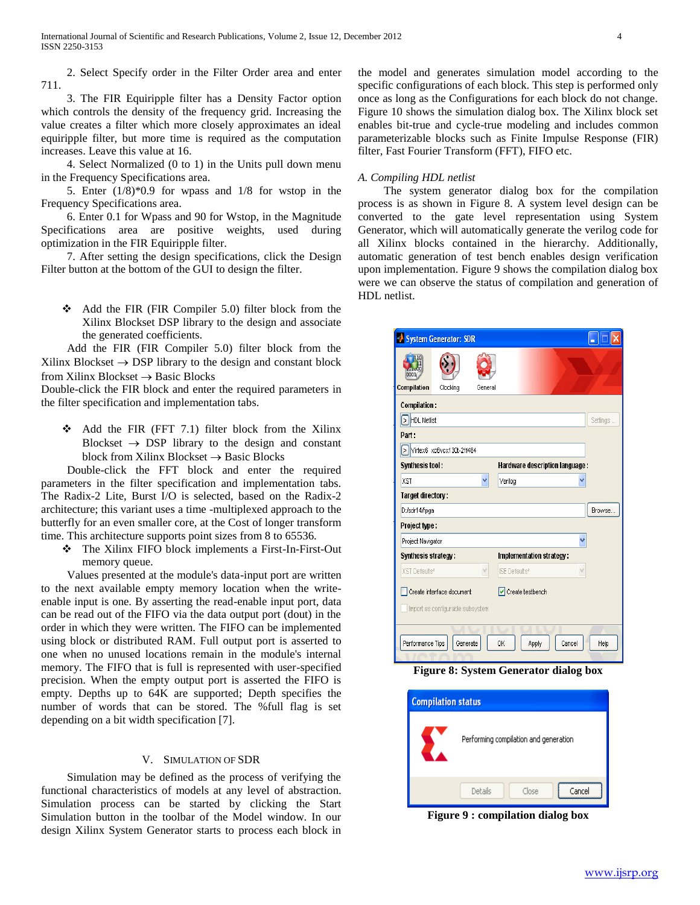2. Select Specify order in the Filter Order area and enter 711.

3. The FIR Equiripple filter has a Density Factor option which controls the density of the frequency grid. Increasing the value creates a filter which more closely approximates an ideal equiripple filter, but more time is required as the computation increases. Leave this value at 16.

4. Select Normalized (0 to 1) in the Units pull down menu in the Frequency Specifications area.

5. Enter (1/8)*0.9 for wpass and 1/8 for wstop in the Frequency Specifications area.

6. Enter 0.1 for Wpass and 90 for Wstop, in the Magnitude Specifications area are positive weights, used during optimization in the FIR Equiripple filter.

7. After setting the design specifications, click the Design Filter button at the bottom of the GUI to design the filter.

- Add the FIR (FIR Compiler 5.0) filter block from the Xilinx Blockset DSP library to the design and associate the generated coefficients.

Add the FIR (FIR Compiler 5.0) filter block from the Xilinx Blockset → DSP library to the design and constant block from Xilinx Blockset → Basic Blocks

Double-click the FIR block and enter the required parameters in the filter specification and implementation tabs.

- Add the FIR (FFT 7.1) filter block from the Xilinx Blockset → DSP library to the design and constant block from Xilinx Blockset → Basic Blocks

Double-click the FFT block and enter the required parameters in the filter specification and implementation tabs. The Radix-2 Lite, Burst I/O is selected, based on the Radix-2 architecture; this variant uses a time -multiplexed approach to the butterfly for an even smaller core, at the Cost of longer transform time. This architecture supports point sizes from 8 to 65536.

- The Xilinx FIFO block implements a First-In-First-Out memory queue.

Values presented at the module's data-input port are written to the next available empty memory location when the write-enable input is one. By asserting the read-enable input port, data can be read out of the FIFO via the data output port (dout) in the order in which they were written. The FIFO can be implemented using block or distributed RAM. Full output port is asserted to one when no unused locations remain in the module's internal memory. The FIFO that is full is represented with user-specified precision. When the empty output port is asserted the FIFO is empty. Depths up to 64K are supported; Depth specifies the number of words that can be stored. The %full flag is set depending on a bit width specification [7].

## V. Simulation of SDR

Simulation may be defined as the process of verifying the functional characteristics of models at any level of abstraction. Simulation process can be started by clicking the Start Simulation button in the toolbar of the Model window. In our design Xilinx System Generator starts to process each block in the model and generates simulation model according to the specific configurations of each block. This step is performed only once as long as the Configurations for each block do not change. Figure 10 shows the simulation dialog box. The Xilinx block set enables bit-true and cycle-true modeling and includes common parameterizable blocks such as Finite Impulse Response (FIR) filter, Fast Fourier Transform (FFT), FIFO etc.

### *A. Compiling HDL netlist*

The system generator dialog box for the compilation process is as shown in Figure 8. A system level design can be converted to the gate level representation using System Generator, which will automatically generate the verilog code for all Xilinx blocks contained in the hierarchy. Additionally, automatic generation of test bench enables design verification upon implementation. Figure 9 shows the compilation dialog box were we can observe the status of compilation and generation of HDL netlist.

**Figure 8: System Generator dialog box**

**Figure 9 : compilation dialog box**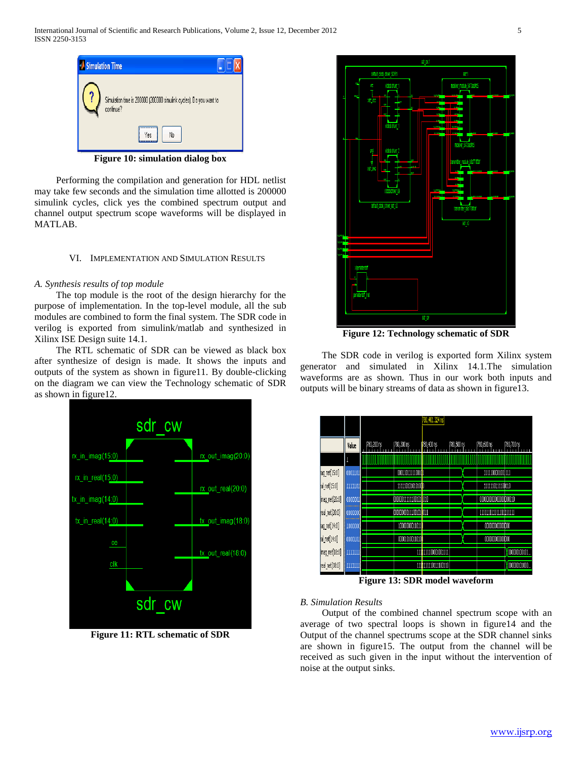**Figure 10: simulation dialog box**

Performing the compilation and generation for HDL netlist may take few seconds and the simulation time allotted is 200000 simulink cycles, click yes the combined spectrum output and channel output spectrum scope waveforms will be displayed in MATLAB.

## VI. Implementation and Simulation Results

### *A. Synthesis results of top module*

The top module is the root of the design hierarchy for the purpose of implementation. In the top-level module, all the sub modules are combined to form the final system. The SDR code in verilog is exported from simulink/matlab and synthesized in Xilinx ISE Design suite 14.1.

The RTL schematic of SDR can be viewed as black box after synthesize of design is made. It shows the inputs and outputs of the system as shown in figure11. By double-clicking on the diagram we can view the Technology schematic of SDR as shown in figure12.

**Figure 11: RTL schematic of SDR**

**Figure 12: Technology schematic of SDR**

The SDR code in verilog is exported form Xilinx system generator and simulated in Xilinx 14.1.The simulation waveforms are as shown. Thus in our work both inputs and outputs will be binary streams of data as shown in figure13.

**Figure 13: SDR model waveform**

### *B. Simulation Results*

Output of the combined channel spectrum scope with an average of two spectral loops is shown in figure14 and the Output of the channel spectrums scope at the SDR channel sinks are shown in figure15. The output from the channel will be received as such given in the input without the intervention of noise at the output sinks.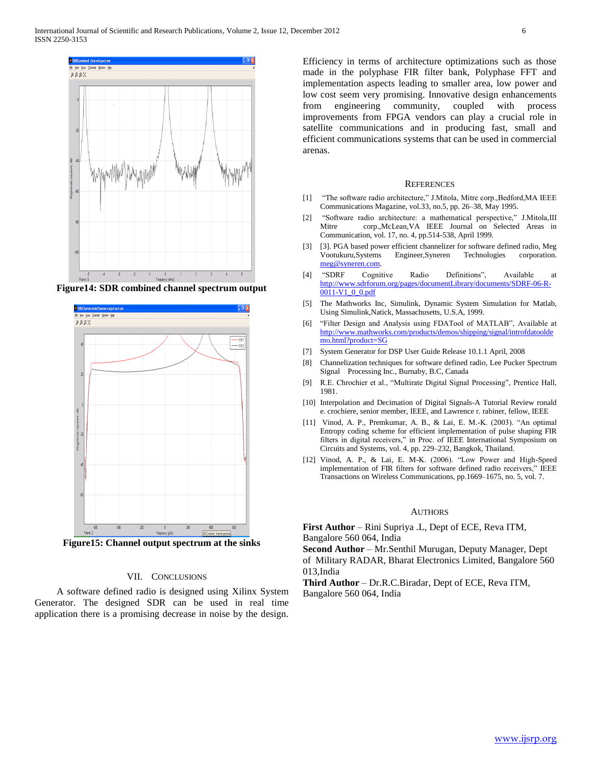SDRCombined channel spectrum

File View Axes Channels Window Help

0

-20

-40

-60

-80

-100

Magnitude-squared, dB

-5 -4 -3 -2 -1 0 1 2 3 4 5

Frame: 5

Frequency (MHz)

**Figure14: SDR combined channel spectrum output**

SDRChannel sinks/Channel output spectrum

File View Axes Channels Window Help

CH1

CH2

40

20

0

-20

-40

-60

Magnitude-squared, dB

-600 -400 -200 0 200 400 600

Frame: 2

Frequency (kHz)

**Figure15: Channel output spectrum at the sinks**

## VII. Conclusions

A software defined radio is designed using Xilinx System Generator. The designed SDR can be used in real time application there is a promising decrease in noise by the design.

Efficiency in terms of architecture optimizations such as those made in the polyphase FIR filter bank, Polyphase FFT and implementation aspects leading to smaller area, low power and low cost seem very promising. Innovative design enhancements from engineering community, coupled with process improvements from FPGA vendors can play a crucial role in satellite communications and in producing fast, small and efficient communications systems that can be used in commercial arenas.

## References

[1] "The software radio architecture," J.Mitola, Mitre corp.,Bedford,MA IEEE Communications Magazine, vol.33, no.5, pp. 26–38, May 1995.

[2] "Software radio architecture: a mathematical perspective," J.Mitola,III Mitre corp.,McLean,VA IEEE Journal on Selected Areas in Communication, vol. 17, no. 4, pp.514-538, April 1999.

[3] [3]. PGA based power efficient channelizer for software defined radio, Meg Vootukuru,Systems Engineer,Syneren Technologies corporation. meg@syneren.com.

[4] "SDRF Cognitive Radio Definitions", Available at http://www.sdrforum.org/pages/documentLibrary/documents/SDRF-06-R-0011-V1_0_0.pdf

[5] The Mathworks Inc, Simulink, Dynamic System Simulation for Matlab, Using Simulink,Natick, Massachusetts, U.S.A, 1999.

[6] "Filter Design and Analysis using FDATool of MATLAB", Available at http://www.mathworks.com/products/demos/shipping/signal/introfdatooldemo.html?product=SG

[7] System Generator for DSP User Guide Release 10.1.1 April, 2008

[8] Channelization techniques for software defined radio, Lee Pucker Spectrum Signal Processing Inc., Burnaby, B.C, Canada

[9] R.E. Chrochier et al., "Multirate Digital Signal Processing", Prentice Hall, 1981.

[10] Interpolation and Decimation of Digital Signals-A Tutorial Review ronald e. crochiere, senior member, IEEE, and Lawrence r. rabiner, fellow, IEEE

[11] Vinod, A. P., Premkumar, A. B., & Lai, E. M.-K. (2003). "An optimal Entropy coding scheme for efficient implementation of pulse shaping FIR filters in digital receivers," in Proc. of IEEE International Symposium on Circuits and Systems, vol. 4, pp. 229–232, Bangkok, Thailand.

[12] Vinod, A. P., & Lai, E. M-K. (2006). "Low Power and High-Speed implementation of FIR filters for software defined radio receivers," IEEE Transactions on Wireless Communications, pp.1669–1675, no. 5, vol. 7.

## Authors

**First Author** – Rini Supriya .L, Dept of ECE, Reva ITM, Bangalore 560 064, India

**Second Author** – Mr.Senthil Murugan, Deputy Manager, Dept of Military RADAR, Bharat Electronics Limited, Bangalore 560 013,India

**Third Author** – Dr.R.C.Biradar, Dept of ECE, Reva ITM, Bangalore 560 064, India